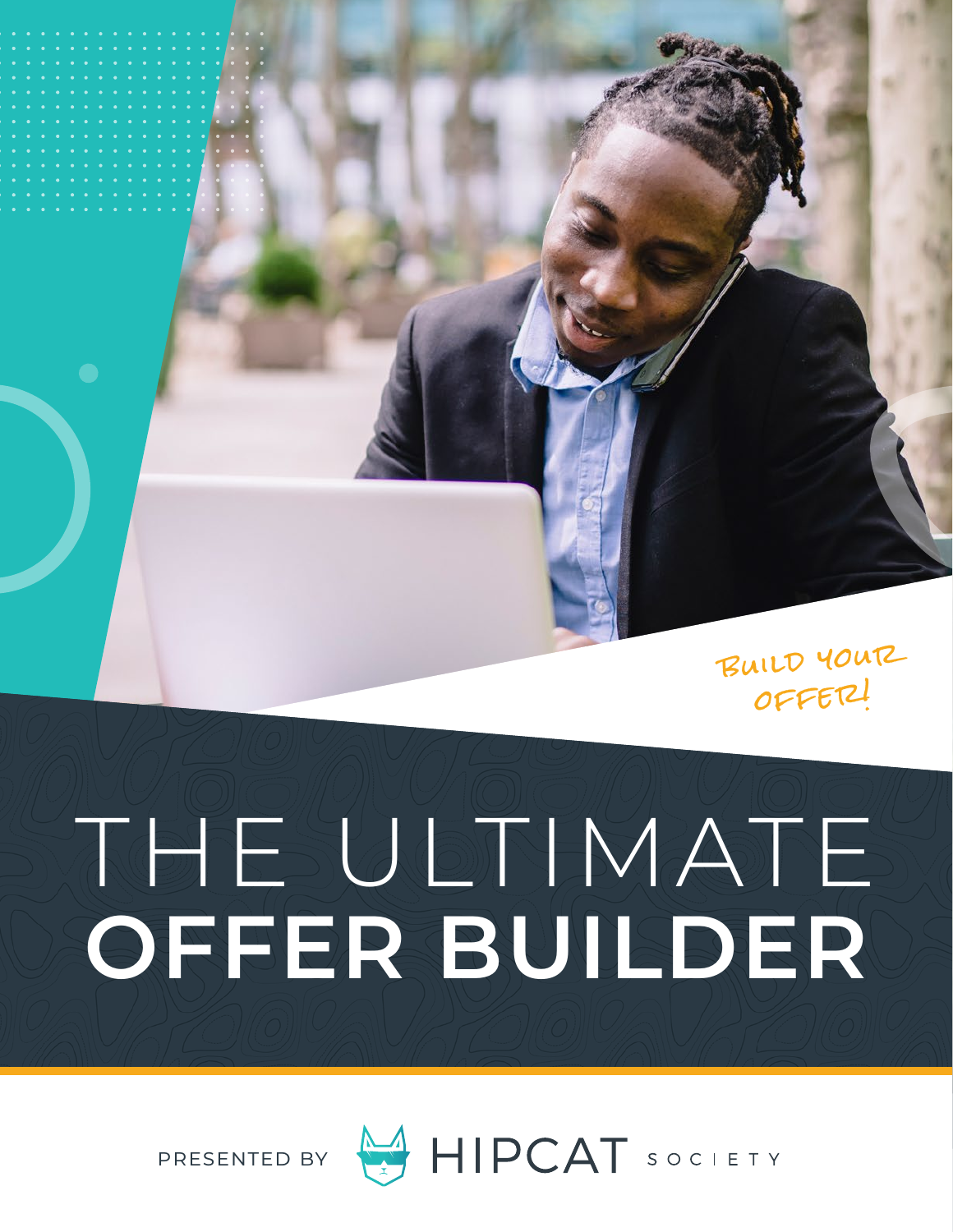BUILD YOUR OFFER!

# THE ULTIMATE **OFFER BUILDER**

PRESENTED BY HIPCAT SOCIETY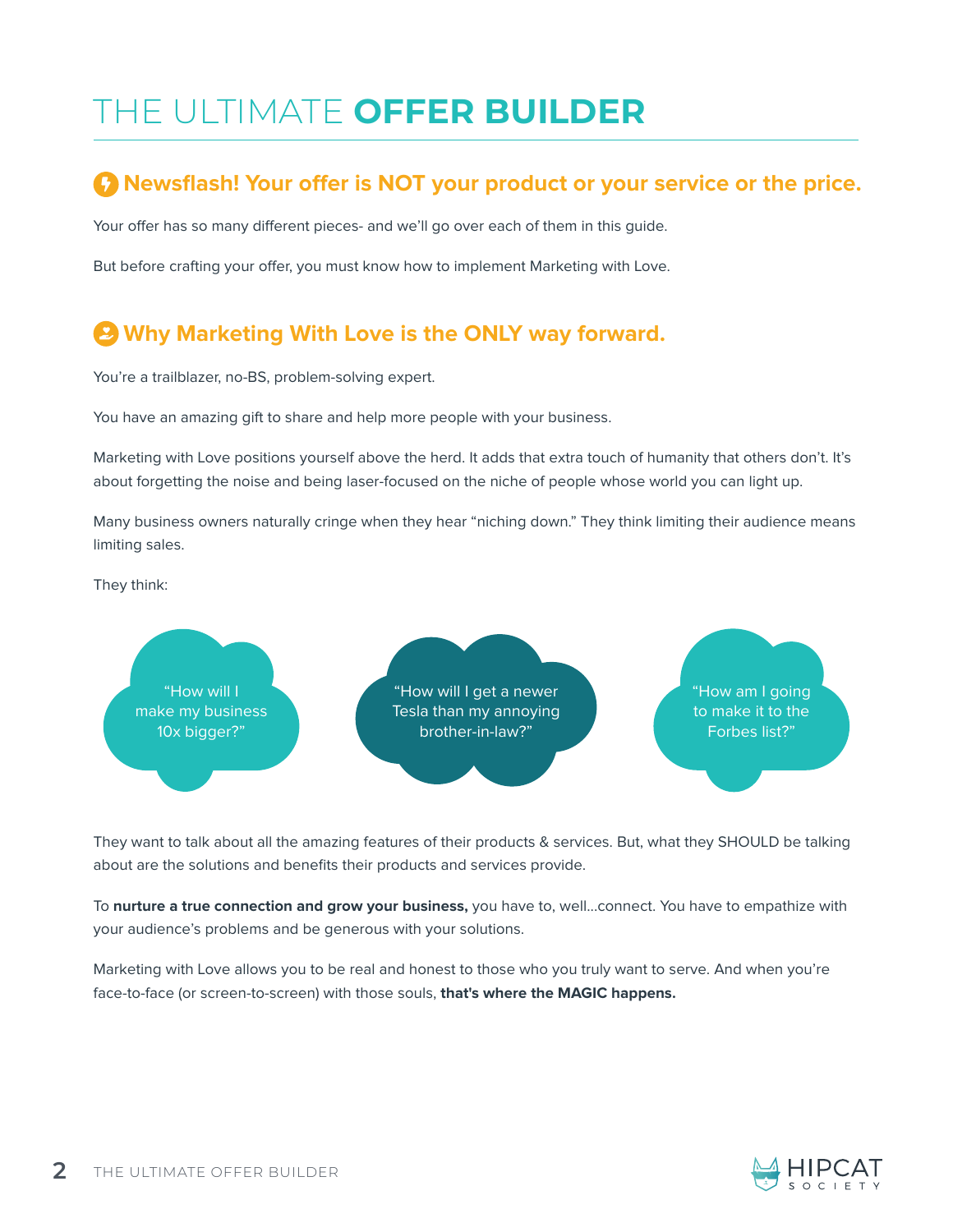# THE ULTIMATE **OFFER BUILDER**

## Newsflash! Your offer is NOT your product or your service or the price.

Your offer has so many different pieces- and we'll go over each of them in this guide.

But before crafting your offer, you must know how to implement Marketing with Love.

## Why Marketing With Love is the ONLY way forward.

You're a trailblazer, no-BS, problem-solving expert.

You have an amazing gift to share and help more people with your business.

Marketing with Love positions yourself above the herd. It adds that extra touch of humanity that others don't. It's about forgetting the noise and being laser-focused on the niche of people whose world you can light up.

Many business owners naturally cringe when they hear "niching down." They think limiting their audience means limiting sales.

They think:

"How will I make my business 10x bigger?"

"How will I get a newer Tesla than my annoying brother-in-law?"

"How am I going to make it to the Forbes list?"

They want to talk about all the amazing features of their products & services. But, what they SHOULD be talking about are the solutions and benefits their products and services provide.

To **nurture a true connection and grow your business,** you have to, well...connect. You have to empathize with your audience's problems and be generous with your solutions.

Marketing with Love allows you to be real and honest to those who you truly want to serve. And when you're face-to-face (or screen-to-screen) with those souls, **that's where the MAGIC happens.**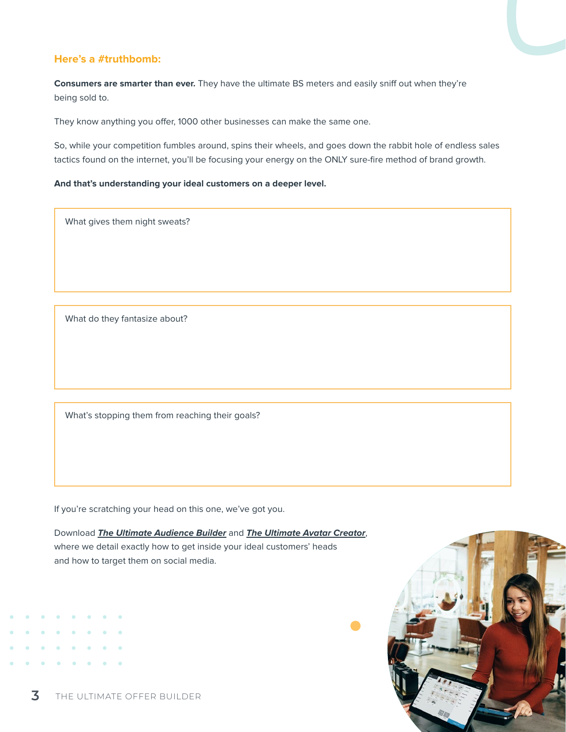## Here's a #truthbomb:

**Consumers are smarter than ever.** They have the ultimate BS meters and easily sniff out when they're being sold to.

They know anything you offer, 1000 other businesses can make the same one.

So, while your competition fumbles around, spins their wheels, and goes down the rabbit hole of endless sales tactics found on the internet, you'll be focusing your energy on the ONLY sure-fire method of brand growth.

**And that's understanding your ideal customers on a deeper level.**

| What gives them night sweats? |
|---|
| |

| What do they fantasize about? |
|---|
| |

| What's stopping them from reaching their goals? |
|---|
| |

If you're scratching your head on this one, we've got you.

Download ***The Ultimate Audience Builder*** and ***The Ultimate Avatar Creator***, where we detail exactly how to get inside your ideal customers' heads and how to target them on social media.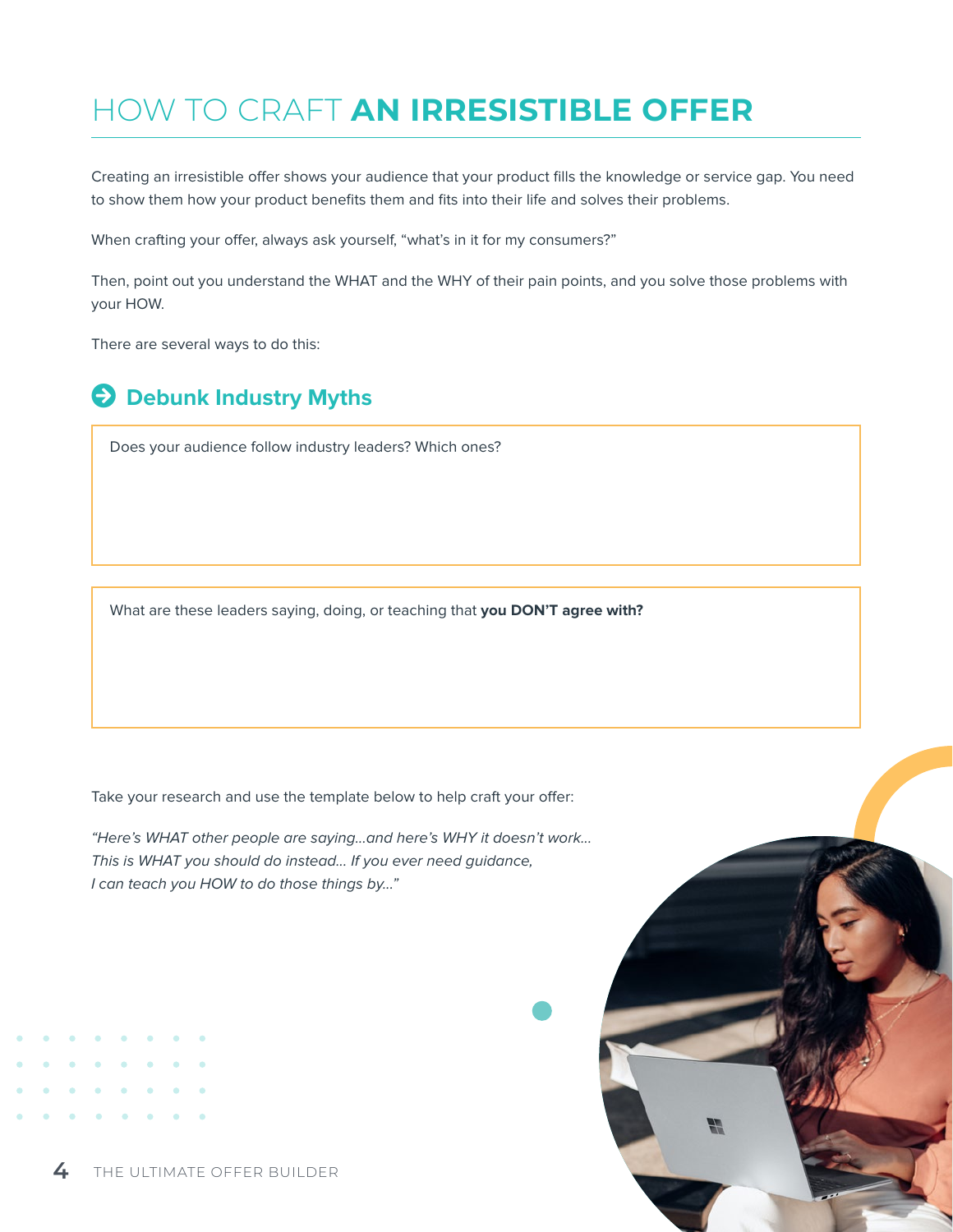# HOW TO CRAFT **AN IRRESISTIBLE OFFER**

Creating an irresistible offer shows your audience that your product fills the knowledge or service gap. You need to show them how your product benefits them and fits into their life and solves their problems.

When crafting your offer, always ask yourself, "what's in it for my consumers?"

Then, point out you understand the WHAT and the WHY of their pain points, and you solve those problems with your HOW.

There are several ways to do this:

## Debunk Industry Myths

Does your audience follow industry leaders? Which ones?

What are these leaders saying, doing, or teaching that **you DON'T agree with?**

Take your research and use the template below to help craft your offer:

*"Here's WHAT other people are saying...and here's WHY it doesn't work...*
*This is WHAT you should do instead... If you ever need guidance,*
*I can teach you HOW to do those things by..."*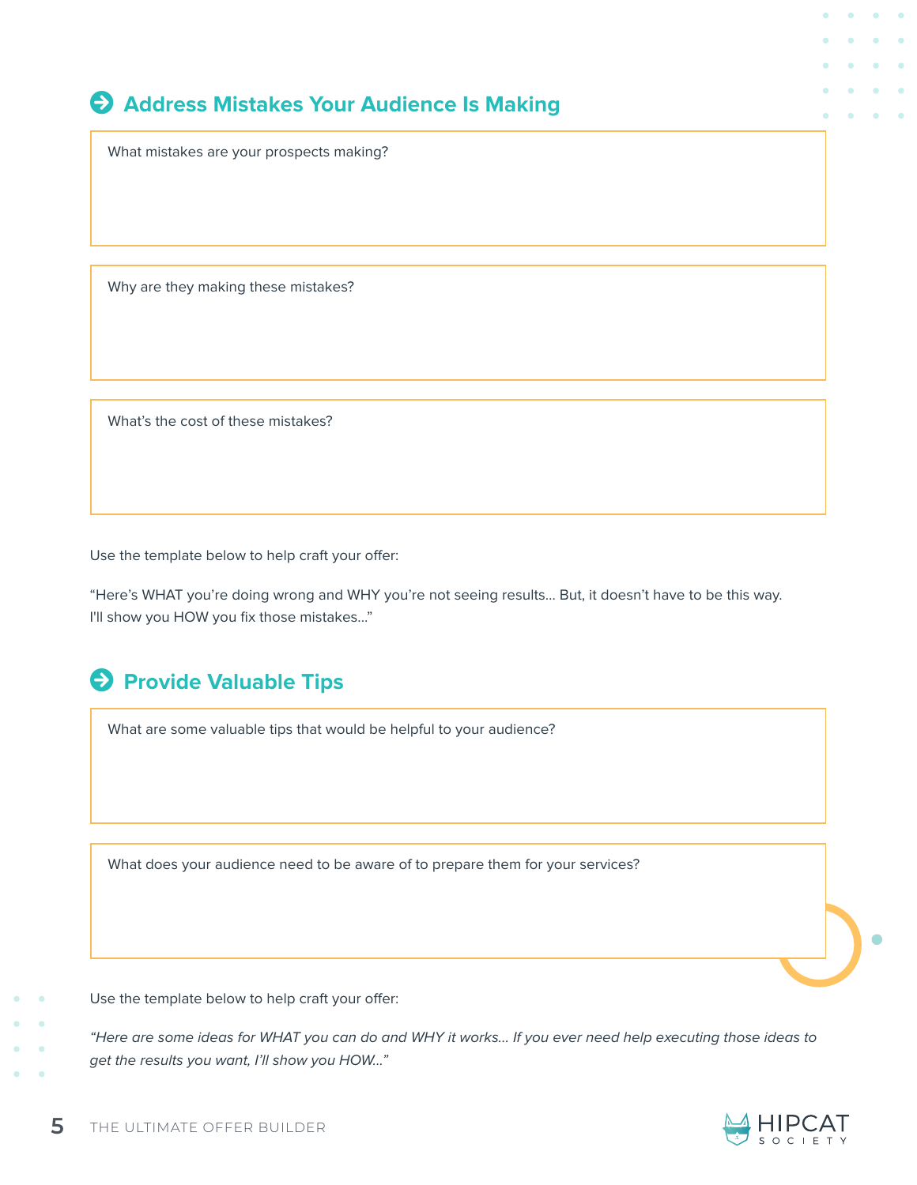## Address Mistakes Your Audience Is Making

What mistakes are your prospects making?

Why are they making these mistakes?

What's the cost of these mistakes?

Use the template below to help craft your offer:

"Here's WHAT you're doing wrong and WHY you're not seeing results... But, it doesn't have to be this way. I'll show you HOW you fix those mistakes..."

## Provide Valuable Tips

What are some valuable tips that would be helpful to your audience?

What does your audience need to be aware of to prepare them for your services?

Use the template below to help craft your offer:

*"Here are some ideas for WHAT you can do and WHY it works... If you ever need help executing those ideas to get the results you want, I'll show you HOW..."*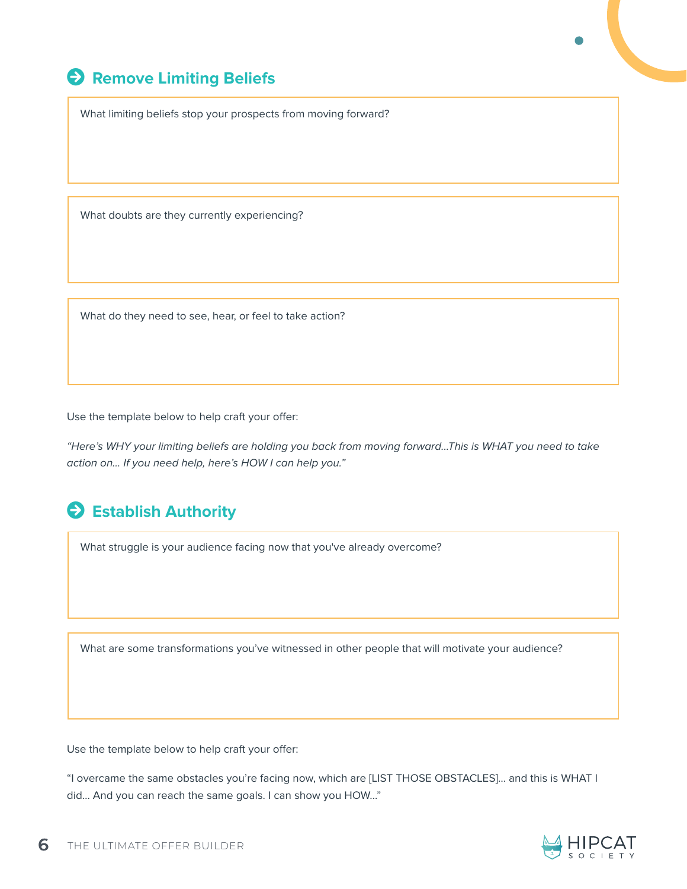## Remove Limiting Beliefs

What limiting beliefs stop your prospects from moving forward?

What doubts are they currently experiencing?

What do they need to see, hear, or feel to take action?

Use the template below to help craft your offer:

*"Here's WHY your limiting beliefs are holding you back from moving forward...This is WHAT you need to take action on... If you need help, here's HOW I can help you."*

## Establish Authority

What struggle is your audience facing now that you've already overcome?

What are some transformations you've witnessed in other people that will motivate your audience?

Use the template below to help craft your offer:

"I overcame the same obstacles you're facing now, which are [LIST THOSE OBSTACLES]... and this is WHAT I did... And you can reach the same goals. I can show you HOW..."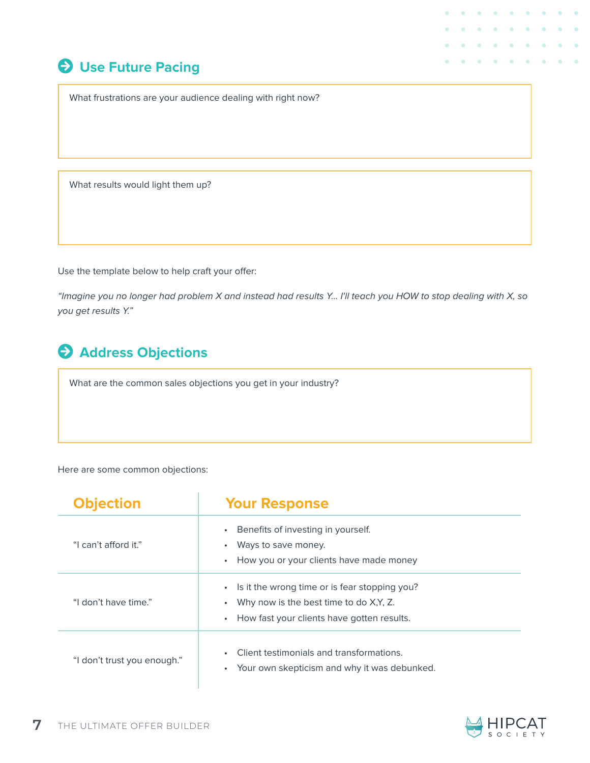## Use Future Pacing

What frustrations are your audience dealing with right now?

What results would light them up?

Use the template below to help craft your offer:

*"Imagine you no longer had problem X and instead had results Y... I'll teach you HOW to stop dealing with X, so you get results Y."*

## Address Objections

What are the common sales objections you get in your industry?

Here are some common objections:

| Objection | Your Response |
|---|---|
| "I can't afford it." | • Benefits of investing in yourself.<br>• Ways to save money.<br>• How you or your clients have made money |
| "I don't have time." | • Is it the wrong time or is fear stopping you?<br>• Why now is the best time to do X,Y, Z.<br>• How fast your clients have gotten results. |
| "I don't trust you enough." | • Client testimonials and transformations.<br>• Your own skepticism and why it was debunked. |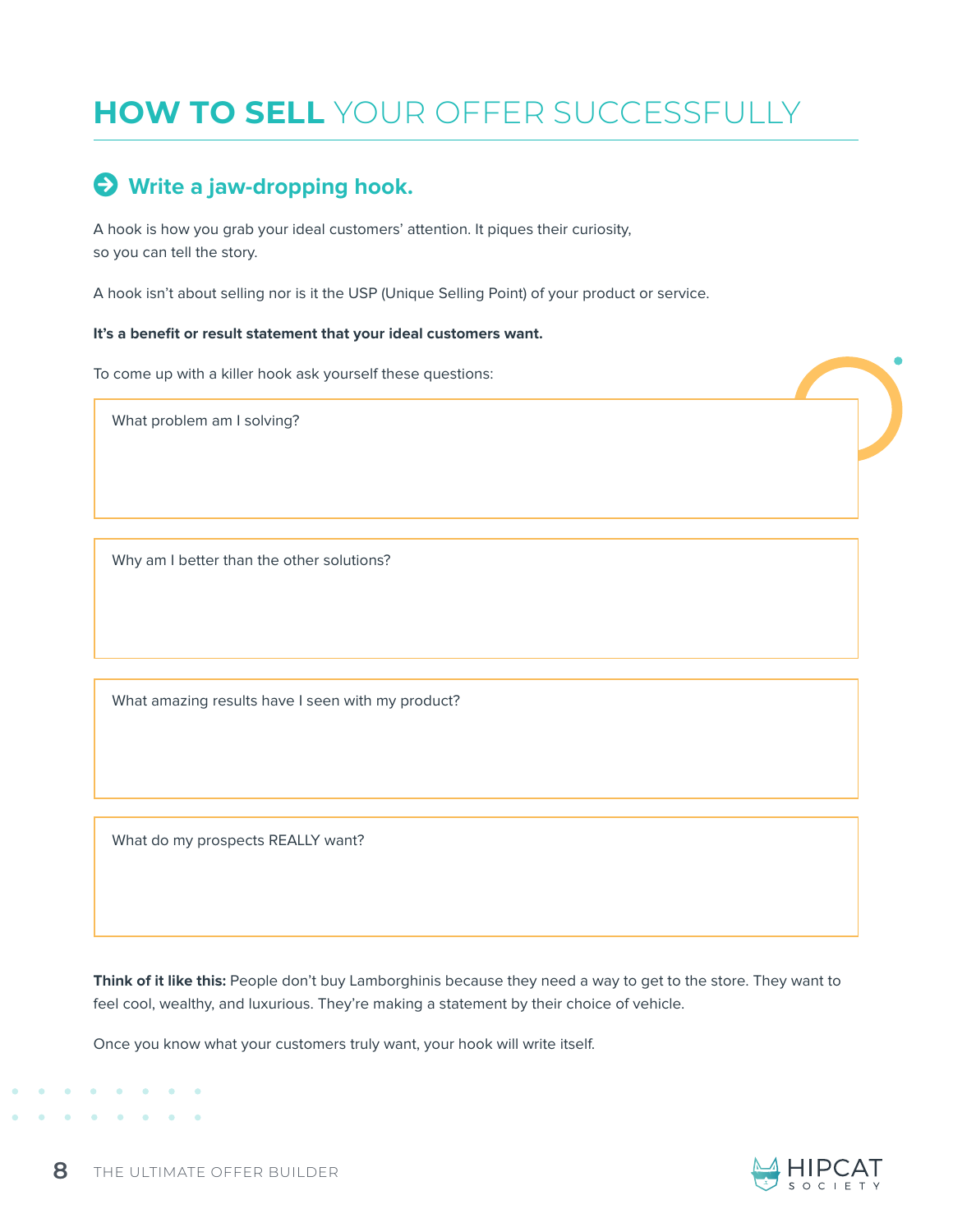# HOW TO SELL YOUR OFFER SUCCESSFULLY

## Write a jaw-dropping hook.

A hook is how you grab your ideal customers' attention. It piques their curiosity, so you can tell the story.

A hook isn't about selling nor is it the USP (Unique Selling Point) of your product or service.

**It's a benefit or result statement that your ideal customers want.**

To come up with a killer hook ask yourself these questions:

What problem am I solving?

Why am I better than the other solutions?

What amazing results have I seen with my product?

What do my prospects REALLY want?

**Think of it like this:** People don't buy Lamborghinis because they need a way to get to the store. They want to feel cool, wealthy, and luxurious. They're making a statement by their choice of vehicle.

Once you know what your customers truly want, your hook will write itself.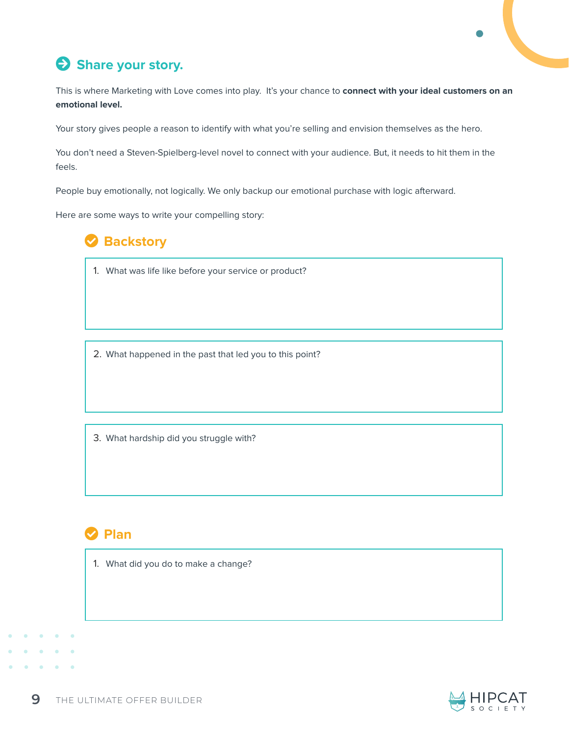## Share your story.

This is where Marketing with Love comes into play. It's your chance to **connect with your ideal customers on an emotional level.**

Your story gives people a reason to identify with what you're selling and envision themselves as the hero.

You don't need a Steven-Spielberg-level novel to connect with your audience. But, it needs to hit them in the feels.

People buy emotionally, not logically. We only backup our emotional purchase with logic afterward.

Here are some ways to write your compelling story:

### Backstory

1. What was life like before your service or product?

2. What happened in the past that led you to this point?

3. What hardship did you struggle with?

### Plan

1. What did you do to make a change?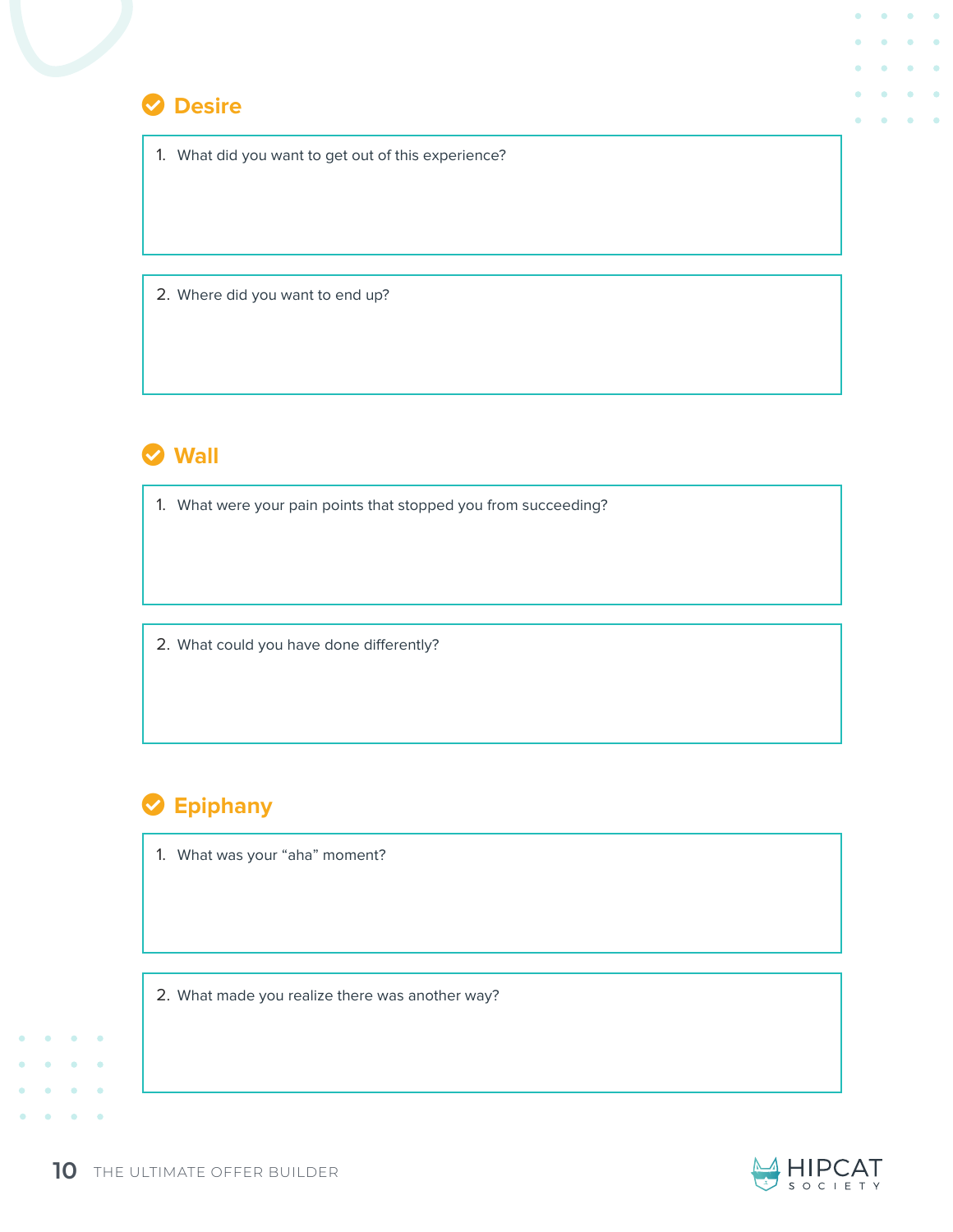## Desire

1. What did you want to get out of this experience?

2. Where did you want to end up?

## Wall

1. What were your pain points that stopped you from succeeding?

2. What could you have done differently?

## Epiphany

1. What was your "aha" moment?

2. What made you realize there was another way?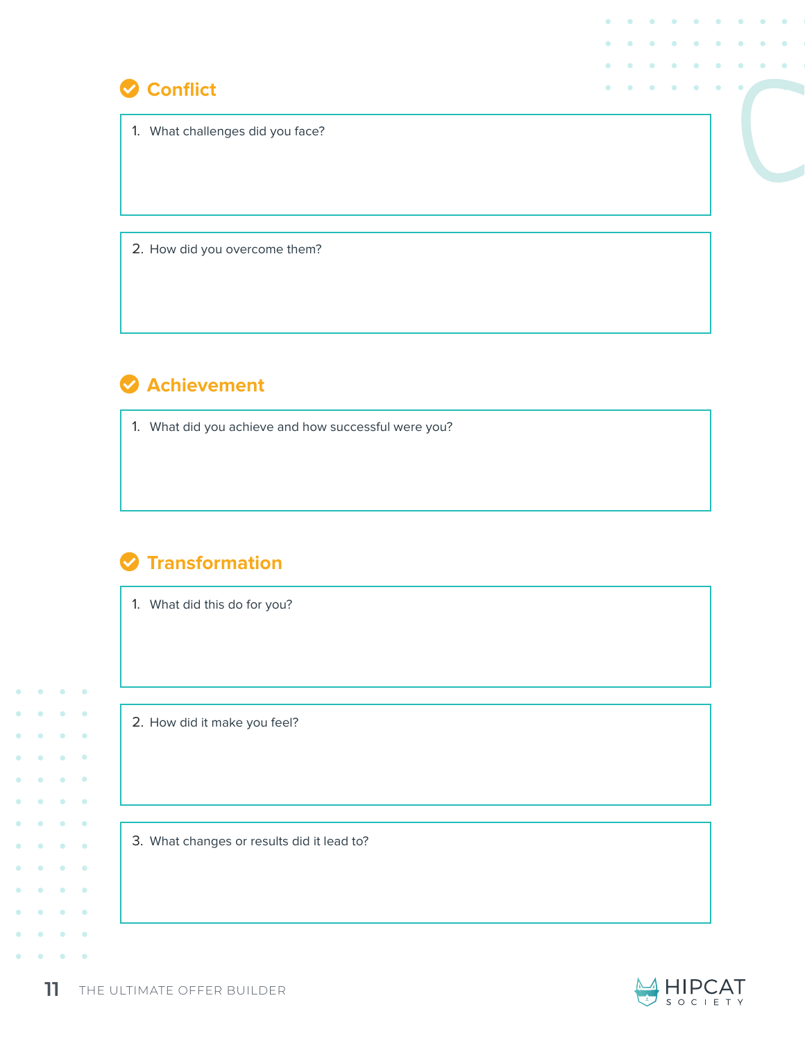## Conflict

1. What challenges did you face?

2. How did you overcome them?

## Achievement

1. What did you achieve and how successful were you?

## Transformation

1. What did this do for you?

2. How did it make you feel?

3. What changes or results did it lead to?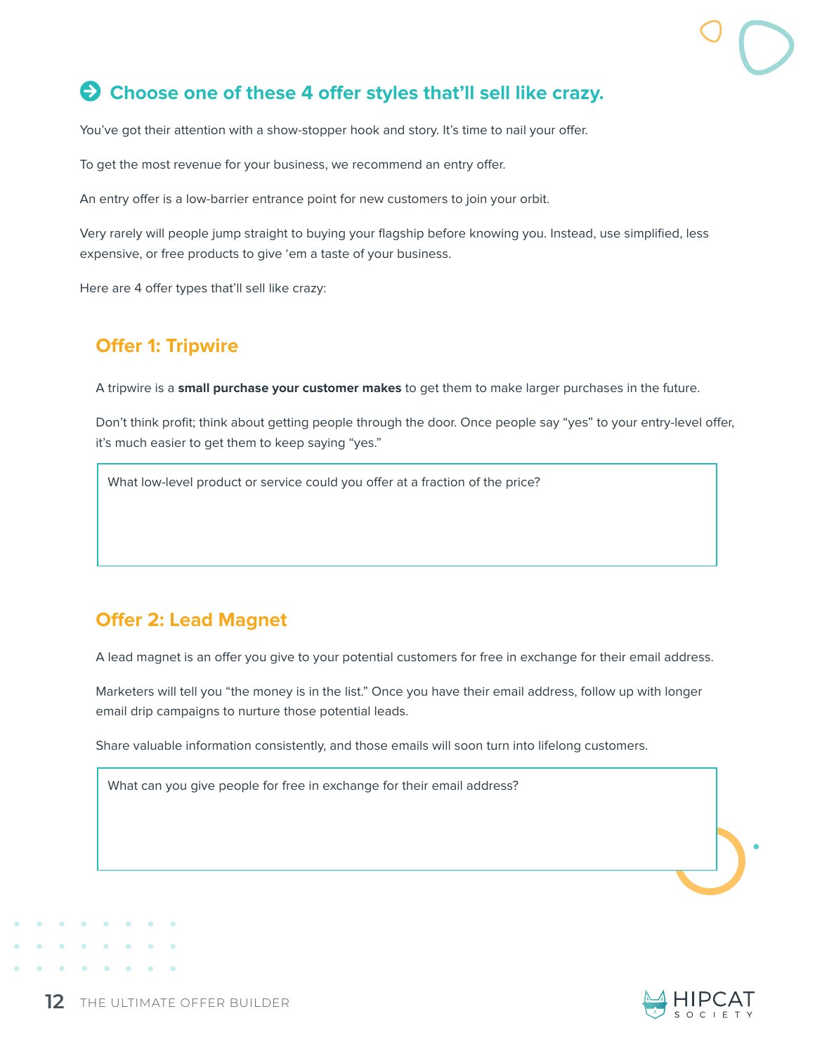## Choose one of these 4 offer styles that'll sell like crazy.

You've got their attention with a show-stopper hook and story. It's time to nail your offer.

To get the most revenue for your business, we recommend an entry offer.

An entry offer is a low-barrier entrance point for new customers to join your orbit.

Very rarely will people jump straight to buying your flagship before knowing you. Instead, use simplified, less expensive, or free products to give 'em a taste of your business.

Here are 4 offer types that'll sell like crazy:

### Offer 1: Tripwire

A tripwire is a **small purchase your customer makes** to get them to make larger purchases in the future.

Don't think profit; think about getting people through the door. Once people say "yes" to your entry-level offer, it's much easier to get them to keep saying "yes."

| What low-level product or service could you offer at a fraction of the price? |
| --- |
| |

### Offer 2: Lead Magnet

A lead magnet is an offer you give to your potential customers for free in exchange for their email address.

Marketers will tell you "the money is in the list." Once you have their email address, follow up with longer email drip campaigns to nurture those potential leads.

Share valuable information consistently, and those emails will soon turn into lifelong customers.

| What can you give people for free in exchange for their email address? |
| --- |
| |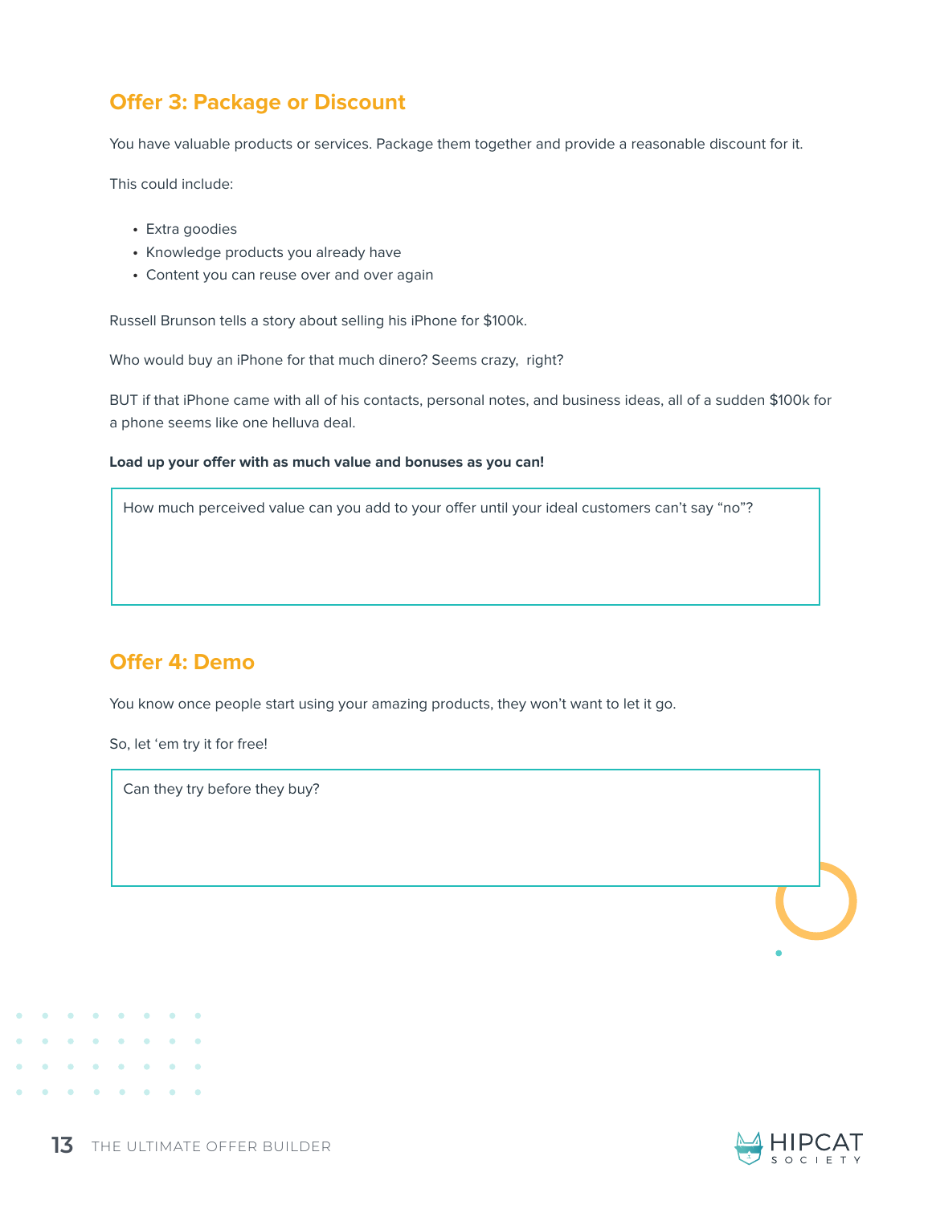## Offer 3: Package or Discount

You have valuable products or services. Package them together and provide a reasonable discount for it.

This could include:

- Extra goodies
- Knowledge products you already have
- Content you can reuse over and over again

Russell Brunson tells a story about selling his iPhone for $100k.

Who would buy an iPhone for that much dinero? Seems crazy,  right?

BUT if that iPhone came with all of his contacts, personal notes, and business ideas, all of a sudden $100k for a phone seems like one helluva deal.

**Load up your offer with as much value and bonuses as you can!**

| How much perceived value can you add to your offer until your ideal customers can't say "no"? |
| --- |
| |

## Offer 4: Demo

You know once people start using your amazing products, they won't want to let it go.

So, let 'em try it for free!

| Can they try before they buy? |
| --- |
| |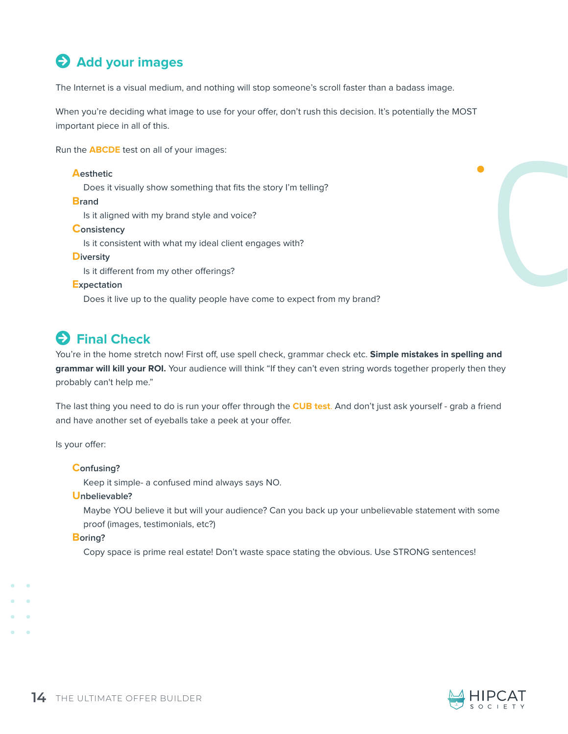## Add your images

The Internet is a visual medium, and nothing will stop someone's scroll faster than a badass image.

When you're deciding what image to use for your offer, don't rush this decision. It's potentially the MOST important piece in all of this.

Run the **ABCDE** test on all of your images:

**A**esthetic
  Does it visually show something that fits the story I'm telling?

**B**rand
  Is it aligned with my brand style and voice?

**C**onsistency
  Is it consistent with what my ideal client engages with?

**D**iversity
  Is it different from my other offerings?

**E**xpectation
  Does it live up to the quality people have come to expect from my brand?

## Final Check

You're in the home stretch now! First off, use spell check, grammar check etc. **Simple mistakes in spelling and grammar will kill your ROI.** Your audience will think "If they can't even string words together properly then they probably can't help me."

The last thing you need to do is run your offer through the **CUB test**. And don't just ask yourself - grab a friend and have another set of eyeballs take a peek at your offer.

Is your offer:

**C**onfusing?
  Keep it simple- a confused mind always says NO.

**U**nbelievable?
  Maybe YOU believe it but will your audience? Can you back up your unbelievable statement with some proof (images, testimonials, etc?)

**B**oring?
  Copy space is prime real estate! Don't waste space stating the obvious. Use STRONG sentences!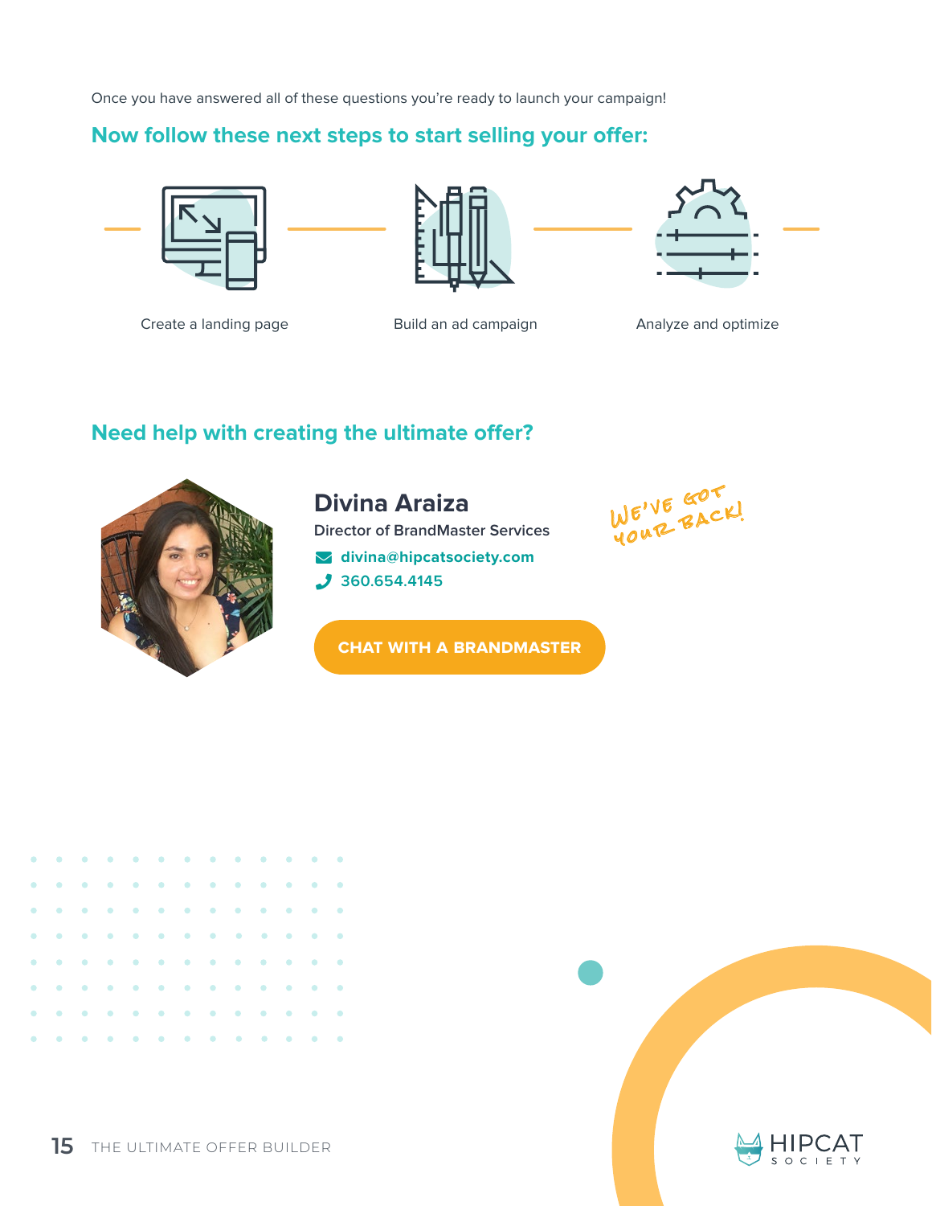Once you have answered all of these questions you're ready to launch your campaign!

## Now follow these next steps to start selling your offer:

Create a landing page

Build an ad campaign

Analyze and optimize

## Need help with creating the ultimate offer?

### Divina Araiza

Director of BrandMaster Services

divina@hipcatsociety.com

360.654.4145

WE'VE GOT YOUR BACK!

**CHAT WITH A BRANDMASTER**

HIPCAT SOCIETY